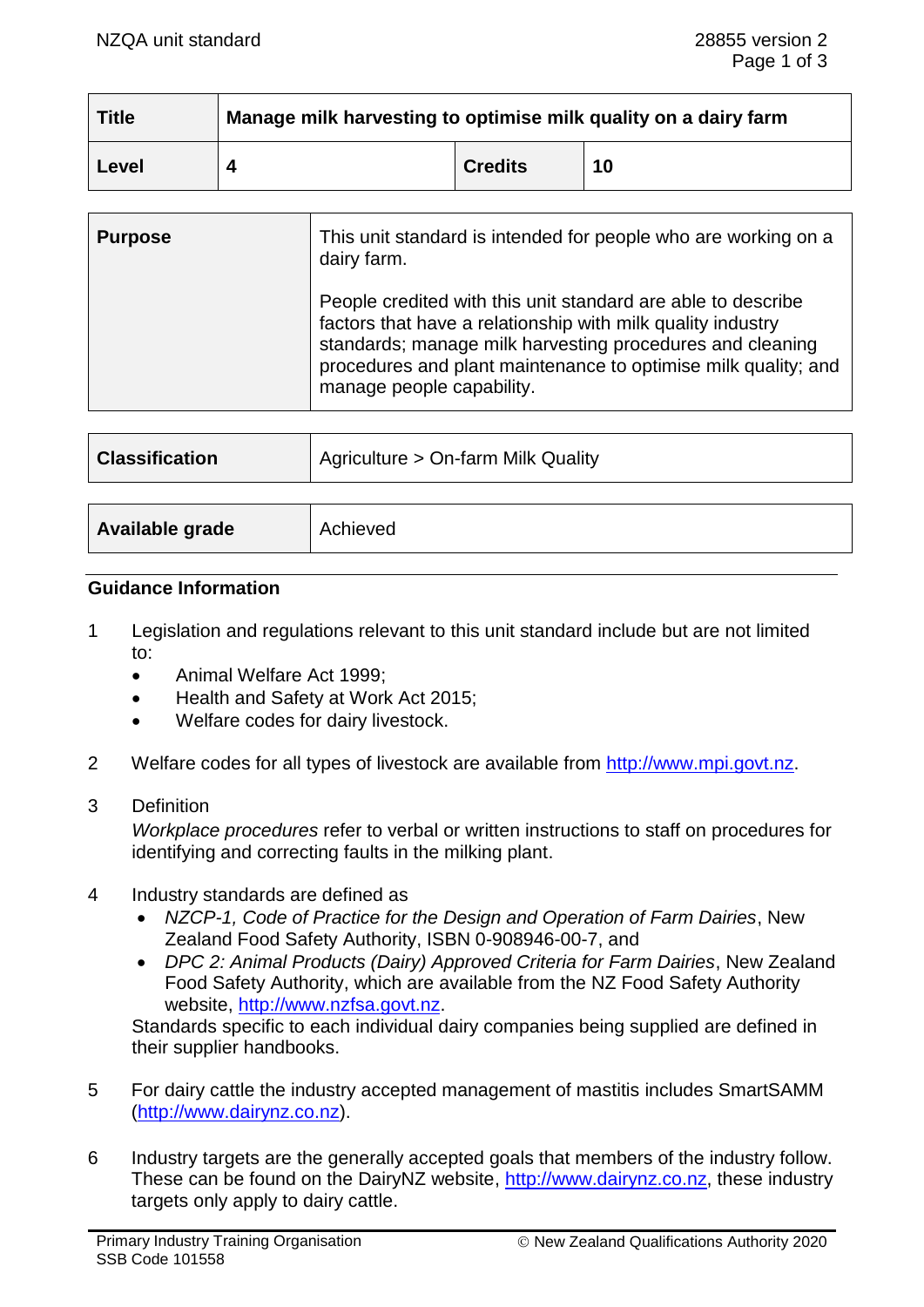| Title | Manage milk harvesting to optimise milk quality on a dairy farm | | |
|---|---|---|---|
| Level | 4 | Credits | 10 |

| Purpose | This unit standard is intended for people who are working on a dairy farm.<br><br>People credited with this unit standard are able to describe factors that have a relationship with milk quality industry standards; manage milk harvesting procedures and cleaning procedures and plant maintenance to optimise milk quality; and manage people capability. |
|---|---|

| Classification | Agriculture > On-farm Milk Quality |
|---|---|

| Available grade | Achieved |
|---|---|

## Guidance Information

1. Legislation and regulations relevant to this unit standard include but are not limited to:
   - Animal Welfare Act 1999;
   - Health and Safety at Work Act 2015;
   - Welfare codes for dairy livestock.

2. Welfare codes for all types of livestock are available from http://www.mpi.govt.nz.

3. Definition
   *Workplace procedures* refer to verbal or written instructions to staff on procedures for identifying and correcting faults in the milking plant.

4. Industry standards are defined as
   - *NZCP-1, Code of Practice for the Design and Operation of Farm Dairies*, New Zealand Food Safety Authority, ISBN 0-908946-00-7, and
   - *DPC 2: Animal Products (Dairy) Approved Criteria for Farm Dairies*, New Zealand Food Safety Authority, which are available from the NZ Food Safety Authority website, http://www.nzfsa.govt.nz.

   Standards specific to each individual dairy companies being supplied are defined in their supplier handbooks.

5. For dairy cattle the industry accepted management of mastitis includes SmartSAMM (http://www.dairynz.co.nz).

6. Industry targets are the generally accepted goals that members of the industry follow. These can be found on the DairyNZ website, http://www.dairynz.co.nz, these industry targets only apply to dairy cattle.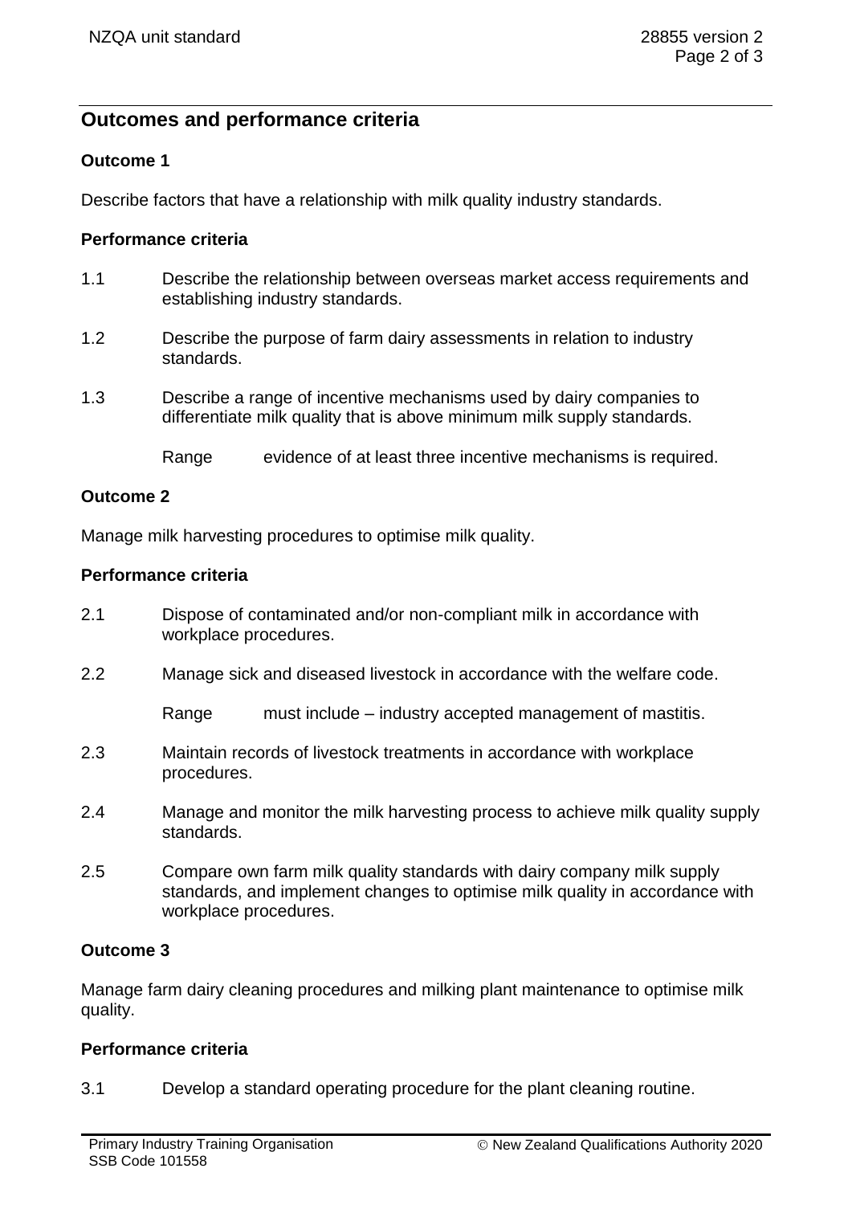## Outcomes and performance criteria

### Outcome 1

Describe factors that have a relationship with milk quality industry standards.

#### Performance criteria

1.1 Describe the relationship between overseas market access requirements and establishing industry standards.

1.2 Describe the purpose of farm dairy assessments in relation to industry standards.

1.3 Describe a range of incentive mechanisms used by dairy companies to differentiate milk quality that is above minimum milk supply standards.

Range evidence of at least three incentive mechanisms is required.

### Outcome 2

Manage milk harvesting procedures to optimise milk quality.

#### Performance criteria

2.1 Dispose of contaminated and/or non-compliant milk in accordance with workplace procedures.

2.2 Manage sick and diseased livestock in accordance with the welfare code.

Range must include – industry accepted management of mastitis.

2.3 Maintain records of livestock treatments in accordance with workplace procedures.

2.4 Manage and monitor the milk harvesting process to achieve milk quality supply standards.

2.5 Compare own farm milk quality standards with dairy company milk supply standards, and implement changes to optimise milk quality in accordance with workplace procedures.

### Outcome 3

Manage farm dairy cleaning procedures and milking plant maintenance to optimise milk quality.

#### Performance criteria

3.1 Develop a standard operating procedure for the plant cleaning routine.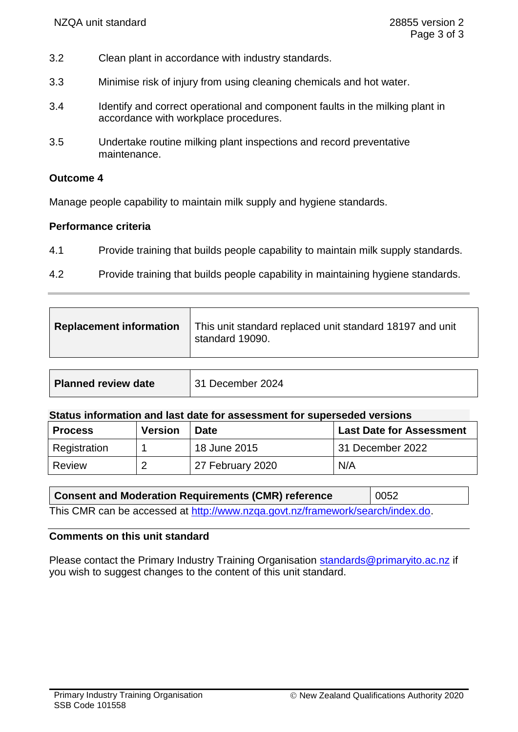3.2 Clean plant in accordance with industry standards.

3.3 Minimise risk of injury from using cleaning chemicals and hot water.

3.4 Identify and correct operational and component faults in the milking plant in accordance with workplace procedures.

3.5 Undertake routine milking plant inspections and record preventative maintenance.

**Outcome 4**

Manage people capability to maintain milk supply and hygiene standards.

**Performance criteria**

4.1 Provide training that builds people capability to maintain milk supply standards.

4.2 Provide training that builds people capability in maintaining hygiene standards.

---

| | |
|---|---|
| **Replacement information** | This unit standard replaced unit standard 18197 and unit standard 19090. |

| | |
|---|---|
| **Planned review date** | 31 December 2024 |

**Status information and last date for assessment for superseded versions**

| **Process** | **Version** | **Date** | **Last Date for Assessment** |
|---|---|---|---|
| Registration | 1 | 18 June 2015 | 31 December 2022 |
| Review | 2 | 27 February 2020 | N/A |

| | |
|---|---|
| **Consent and Moderation Requirements (CMR) reference** | 0052 |

This CMR can be accessed at http://www.nzqa.govt.nz/framework/search/index.do.

**Comments on this unit standard**

Please contact the Primary Industry Training Organisation standards@primaryito.ac.nz if you wish to suggest changes to the content of this unit standard.